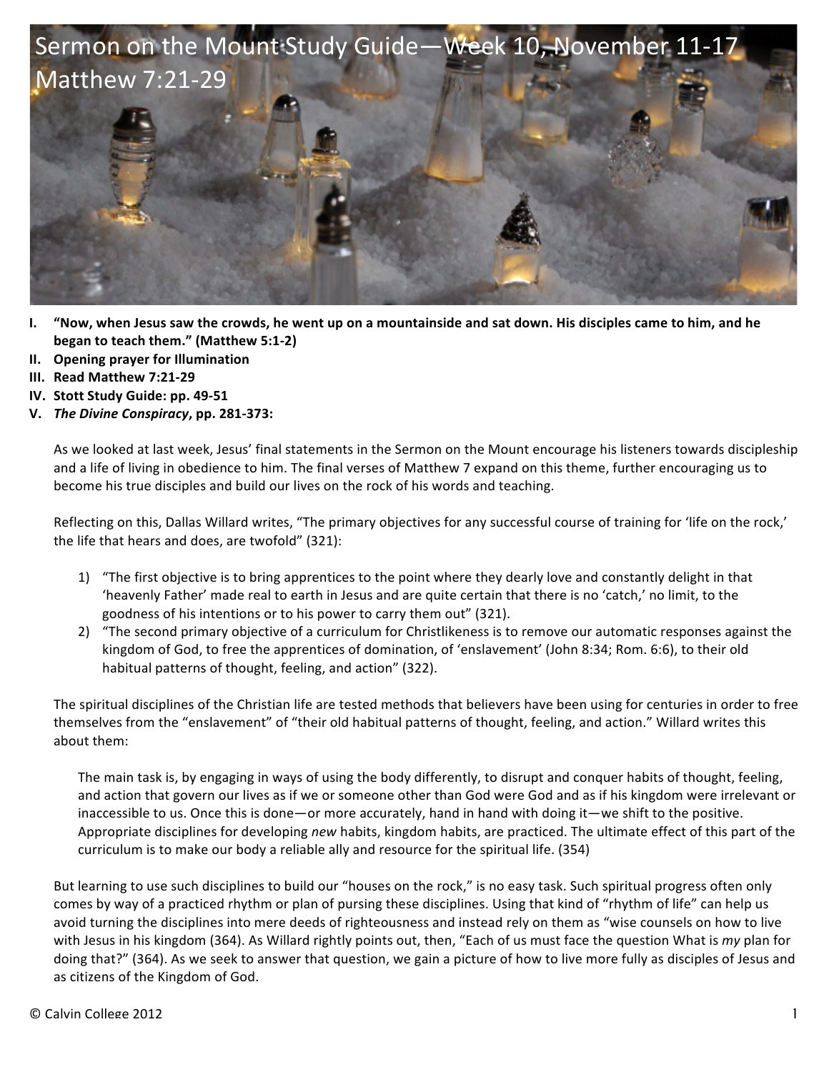# Sermon on the Mount Study Guide—Week 10, November 11-17 Matthew 7:21-29

I. **"Now, when Jesus saw the crowds, he went up on a mountainside and sat down. His disciples came to him, and he began to teach them." (Matthew 5:1-2)**

II. **Opening prayer for Illumination**

III. **Read Matthew 7:21-29**

IV. **Stott Study Guide: pp. 49-51**

V. ***The Divine Conspiracy*, pp. 281-373:**

As we looked at last week, Jesus' final statements in the Sermon on the Mount encourage his listeners towards discipleship and a life of living in obedience to him. The final verses of Matthew 7 expand on this theme, further encouraging us to become his true disciples and build our lives on the rock of his words and teaching.

Reflecting on this, Dallas Willard writes, "The primary objectives for any successful course of training for 'life on the rock,' the life that hears and does, are twofold" (321):

1) "The first objective is to bring apprentices to the point where they dearly love and constantly delight in that 'heavenly Father' made real to earth in Jesus and are quite certain that there is no 'catch,' no limit, to the goodness of his intentions or to his power to carry them out" (321).
2) "The second primary objective of a curriculum for Christlikeness is to remove our automatic responses against the kingdom of God, to free the apprentices of domination, of 'enslavement' (John 8:34; Rom. 6:6), to their old habitual patterns of thought, feeling, and action" (322).

The spiritual disciplines of the Christian life are tested methods that believers have been using for centuries in order to free themselves from the "enslavement" of "their old habitual patterns of thought, feeling, and action." Willard writes this about them:

> The main task is, by engaging in ways of using the body differently, to disrupt and conquer habits of thought, feeling, and action that govern our lives as if we or someone other than God were God and as if his kingdom were irrelevant or inaccessible to us. Once this is done—or more accurately, hand in hand with doing it—we shift to the positive. Appropriate disciplines for developing *new* habits, kingdom habits, are practiced. The ultimate effect of this part of the curriculum is to make our body a reliable ally and resource for the spiritual life. (354)

But learning to use such disciplines to build our "houses on the rock," is no easy task. Such spiritual progress often only comes by way of a practiced rhythm or plan of pursing these disciplines. Using that kind of "rhythm of life" can help us avoid turning the disciplines into mere deeds of righteousness and instead rely on them as "wise counsels on how to live with Jesus in his kingdom (364). As Willard rightly points out, then, "Each of us must face the question What is *my* plan for doing that?" (364). As we seek to answer that question, we gain a picture of how to live more fully as disciples of Jesus and as citizens of the Kingdom of God.

© Calvin College 2012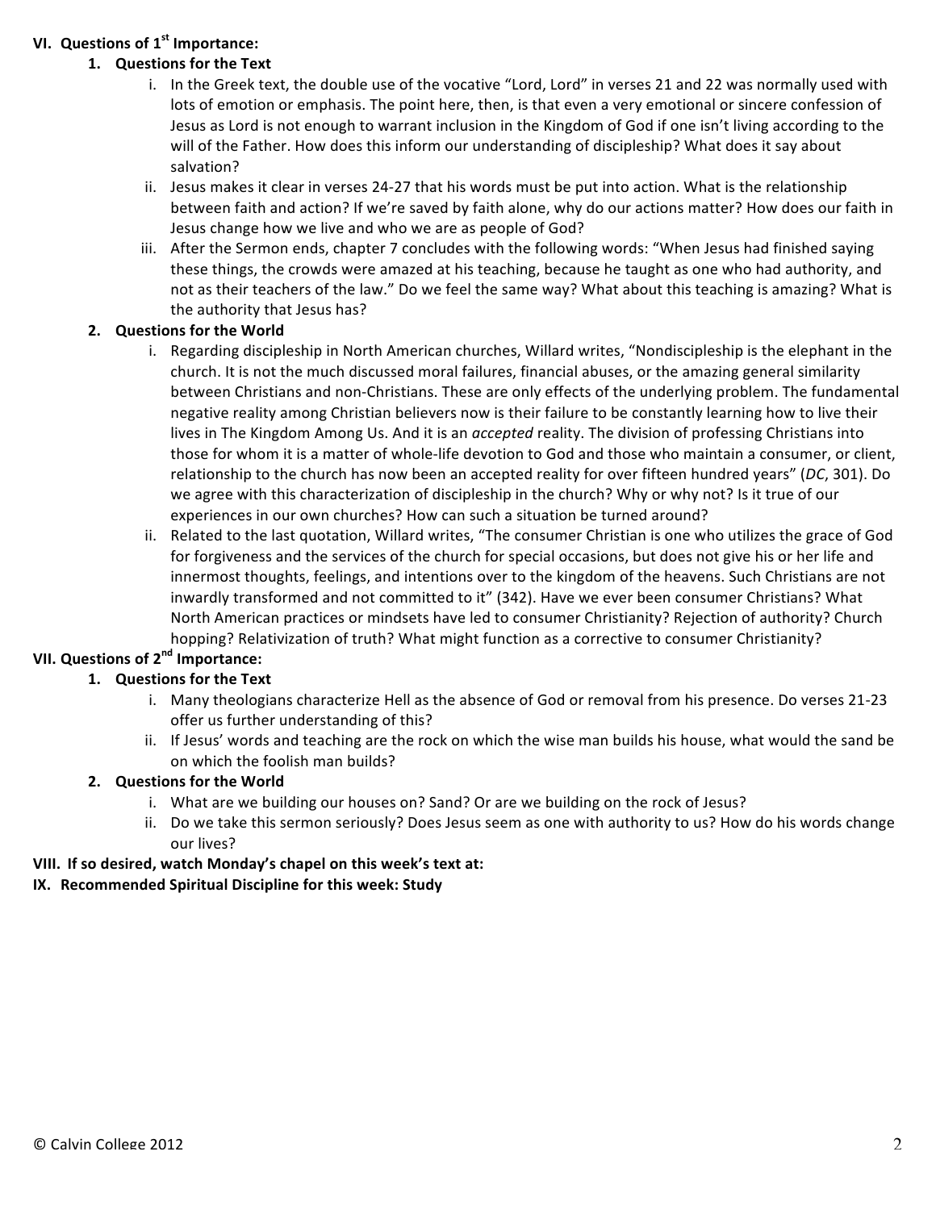## VI. Questions of 1st Importance:

### 1. Questions for the Text

i. In the Greek text, the double use of the vocative "Lord, Lord" in verses 21 and 22 was normally used with lots of emotion or emphasis. The point here, then, is that even a very emotional or sincere confession of Jesus as Lord is not enough to warrant inclusion in the Kingdom of God if one isn't living according to the will of the Father. How does this inform our understanding of discipleship? What does it say about salvation?

ii. Jesus makes it clear in verses 24-27 that his words must be put into action. What is the relationship between faith and action? If we're saved by faith alone, why do our actions matter? How does our faith in Jesus change how we live and who we are as people of God?

iii. After the Sermon ends, chapter 7 concludes with the following words: "When Jesus had finished saying these things, the crowds were amazed at his teaching, because he taught as one who had authority, and not as their teachers of the law." Do we feel the same way? What about this teaching is amazing? What is the authority that Jesus has?

### 2. Questions for the World

i. Regarding discipleship in North American churches, Willard writes, "Nondiscipleship is the elephant in the church. It is not the much discussed moral failures, financial abuses, or the amazing general similarity between Christians and non-Christians. These are only effects of the underlying problem. The fundamental negative reality among Christian believers now is their failure to be constantly learning how to live their lives in The Kingdom Among Us. And it is an *accepted* reality. The division of professing Christians into those for whom it is a matter of whole-life devotion to God and those who maintain a consumer, or client, relationship to the church has now been an accepted reality for over fifteen hundred years" (*DC*, 301). Do we agree with this characterization of discipleship in the church? Why or why not? Is it true of our experiences in our own churches? How can such a situation be turned around?

ii. Related to the last quotation, Willard writes, "The consumer Christian is one who utilizes the grace of God for forgiveness and the services of the church for special occasions, but does not give his or her life and innermost thoughts, feelings, and intentions over to the kingdom of the heavens. Such Christians are not inwardly transformed and not committed to it" (342). Have we ever been consumer Christians? What North American practices or mindsets have led to consumer Christianity? Rejection of authority? Church hopping? Relativization of truth? What might function as a corrective to consumer Christianity?

## VII. Questions of 2nd Importance:

### 1. Questions for the Text

i. Many theologians characterize Hell as the absence of God or removal from his presence. Do verses 21-23 offer us further understanding of this?

ii. If Jesus' words and teaching are the rock on which the wise man builds his house, what would the sand be on which the foolish man builds?

### 2. Questions for the World

i. What are we building our houses on? Sand? Or are we building on the rock of Jesus?

ii. Do we take this sermon seriously? Does Jesus seem as one with authority to us? How do his words change our lives?

## VIII. If so desired, watch Monday's chapel on this week's text at:

## IX. Recommended Spiritual Discipline for this week: Study

© Calvin College 2012